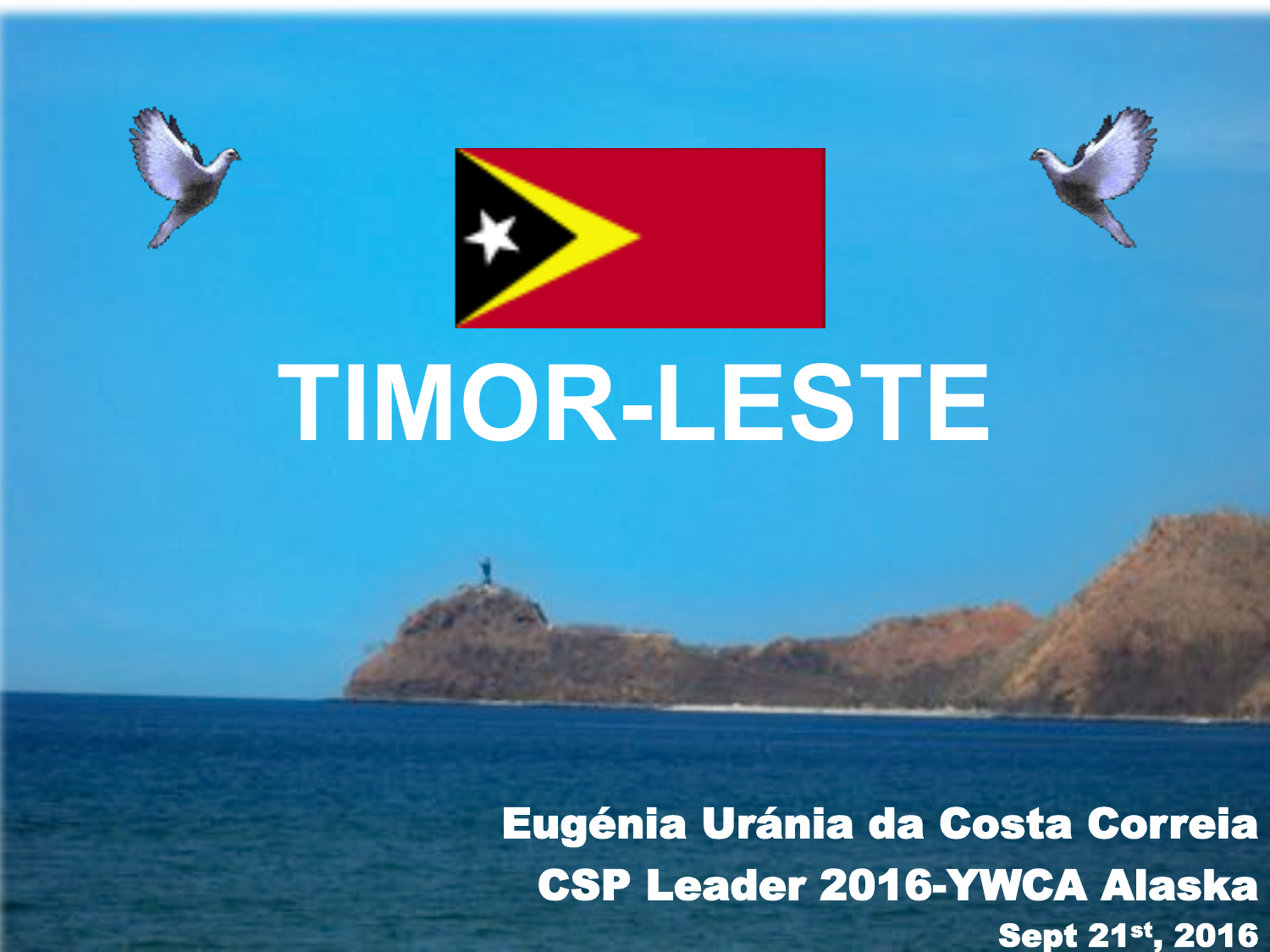# TIMOR-LESTE

**Eugénia Uránia da Costa Correia**

**CSP Leader 2016-YWCA Alaska**

**Sept 21st, 2016**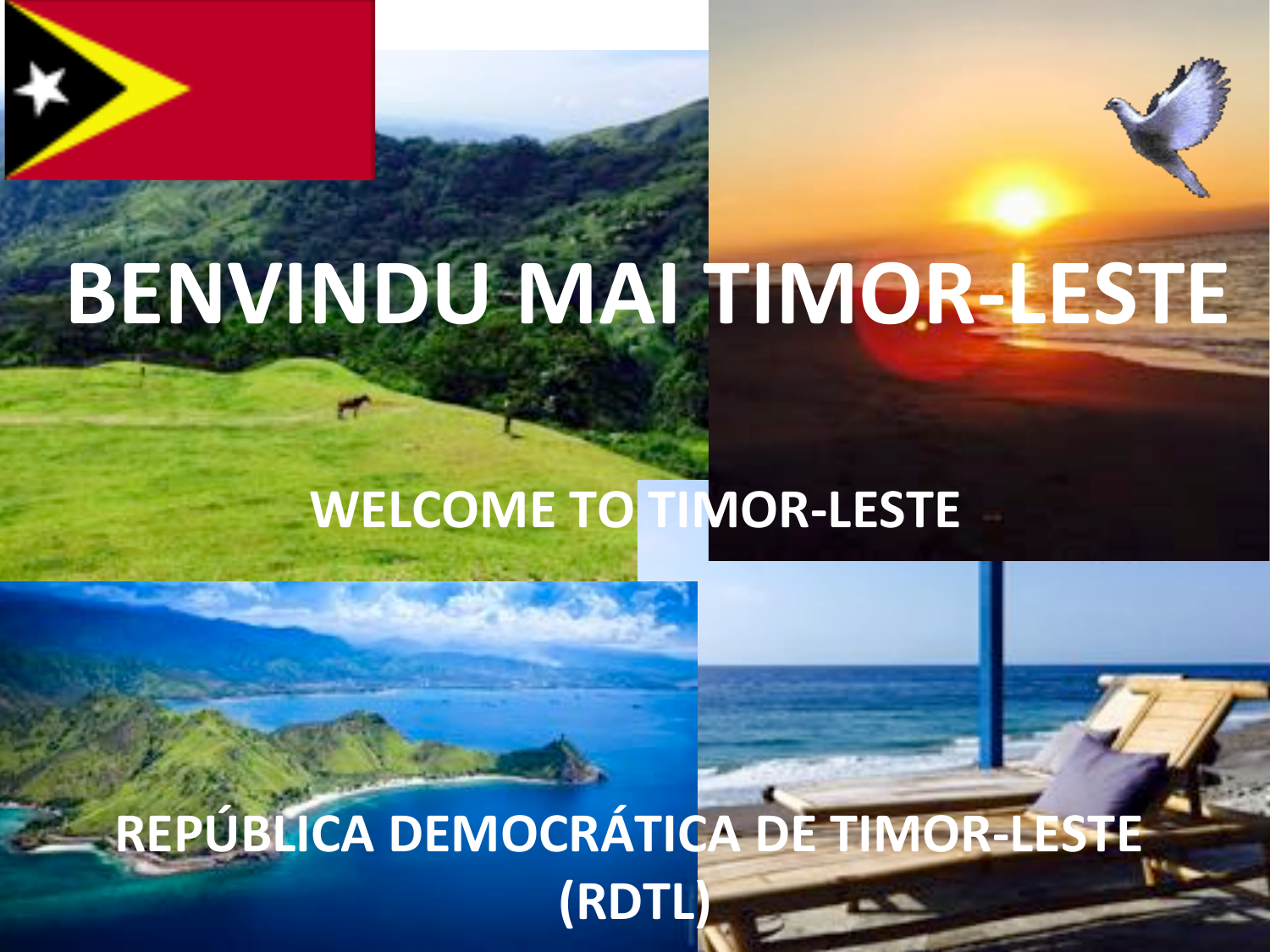# BENVINDU MAI TIMOR-LESTE

## WELCOME TO TIMOR-LESTE

## REPÚBLICA DEMOCRÁTICA DE TIMOR-LESTE (RDTL)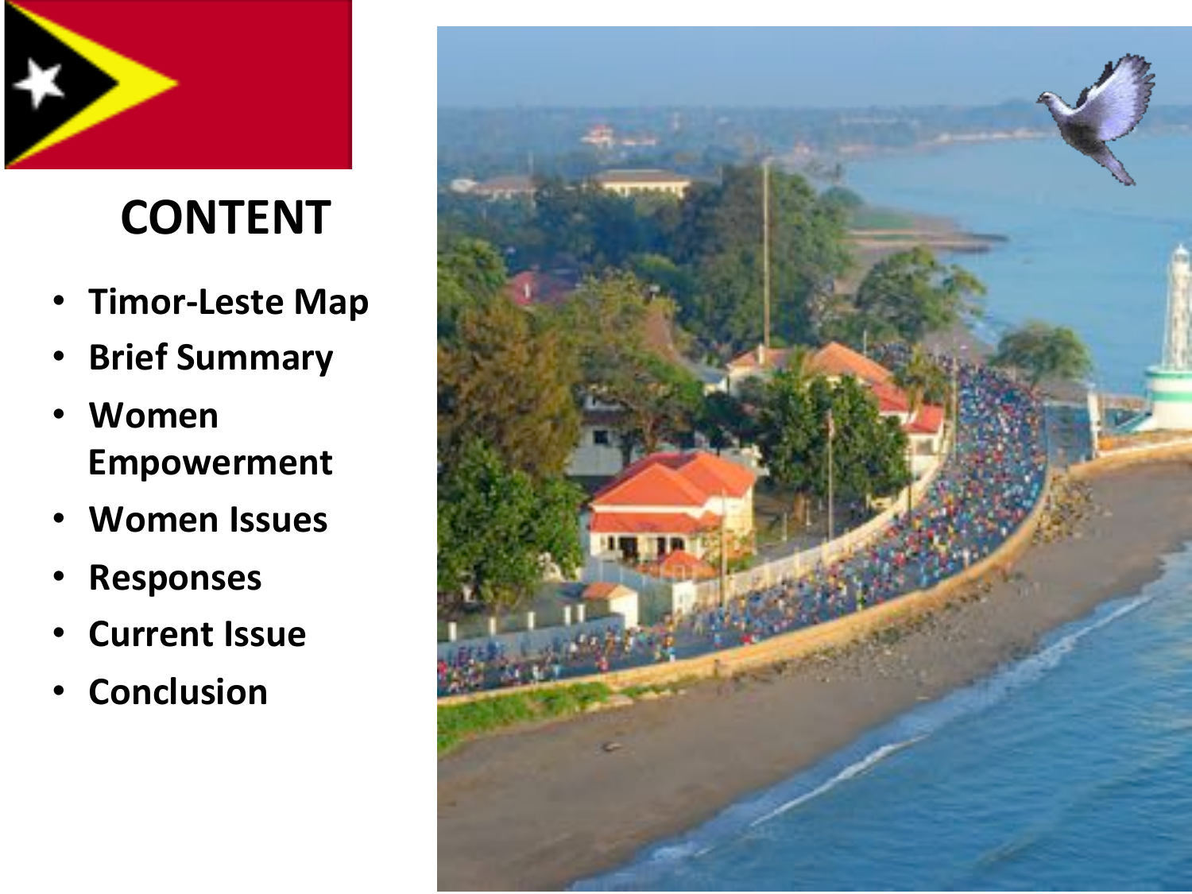# CONTENT

- Timor-Leste Map
- Brief Summary
- Women Empowerment
- Women Issues
- Responses
- Current Issue
- Conclusion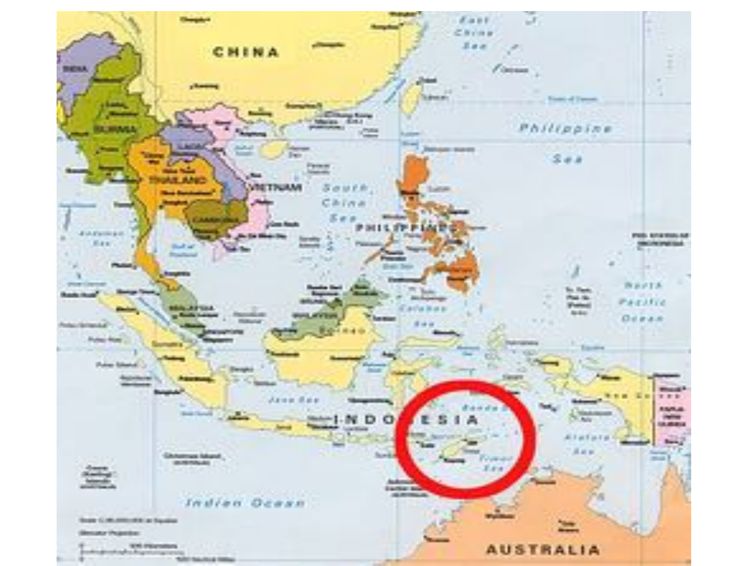CHINA

East China Sea

Philippine Sea

INDIA

BURMA

LAOS

THAILAND

VIETNAM

CAMBODIA

South China Sea

PHILIPPINES

Andaman Sea

Gulf of Thailand

MALAYSIA

Celebes Sea

North Pacific Ocean

Java Sea

INDONESIA

Banda Sea

Timor Sea

Arafura Sea

Indian Ocean

AUSTRALIA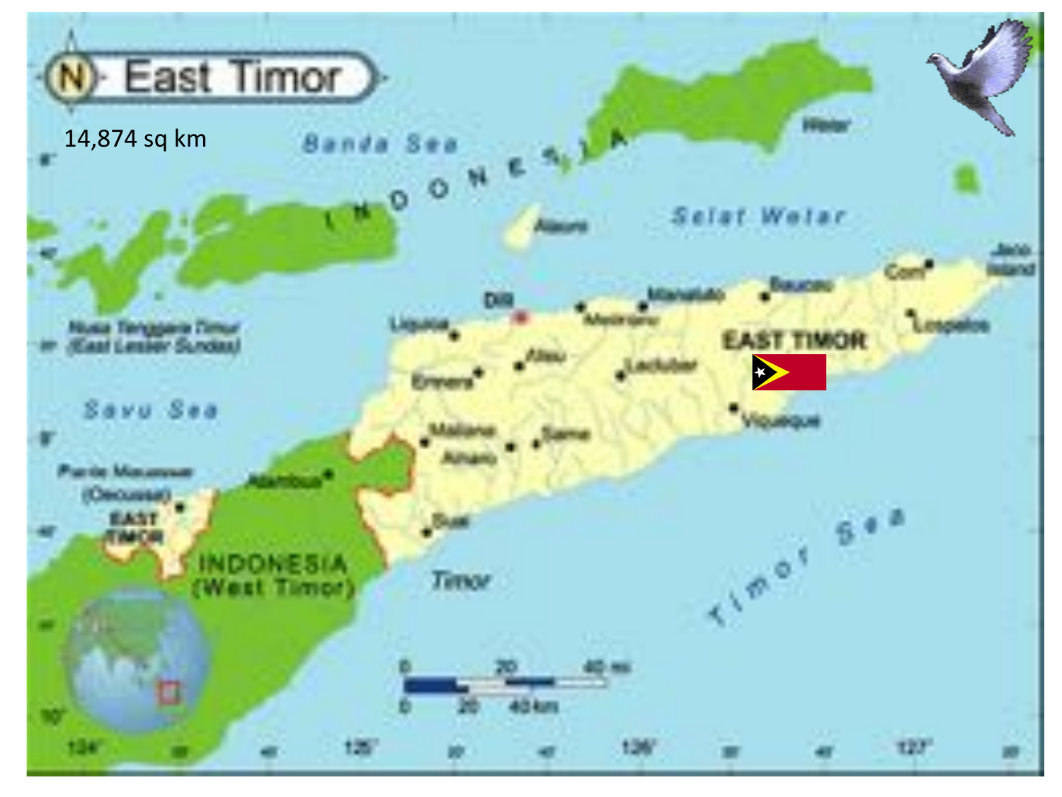East Timor

14,874 sq km

Banda Sea

INDONESIA

Wetar

Selat Wetar

Alauro

Nusa Tenggara Timur (East Lesser Sundas)

Savu Sea

DILI

Liquica

Manatuto

Baucau

Com

Jaco Island

Lospalos

Metinaro

Aileu

Ermera

Lacluta

EAST TIMOR

Viqueque

Maliana

Same

Ainaro

Pante Macassar (Oecussi)

EAST TIMOR

Atambua

INDONESIA (West Timor)

Suai

Timor

Timor Sea

0 20 40 mi

0 20 40 km

124° 125° 126° 127°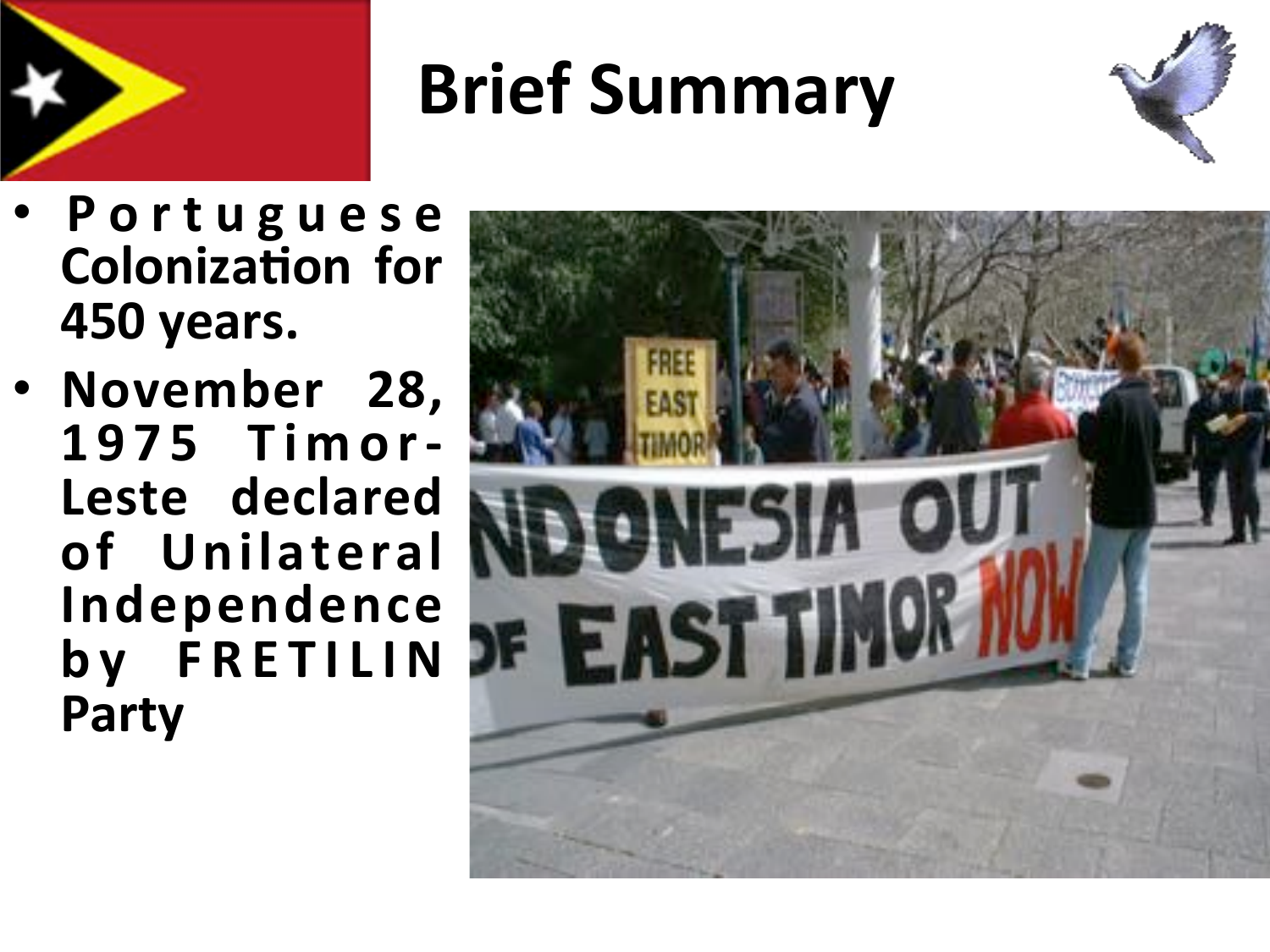# Brief Summary

- **Portuguese Colonization for 450 years.**
- **November 28, 1975 Timor-Leste declared of Unilateral Independence by FRETILIN Party**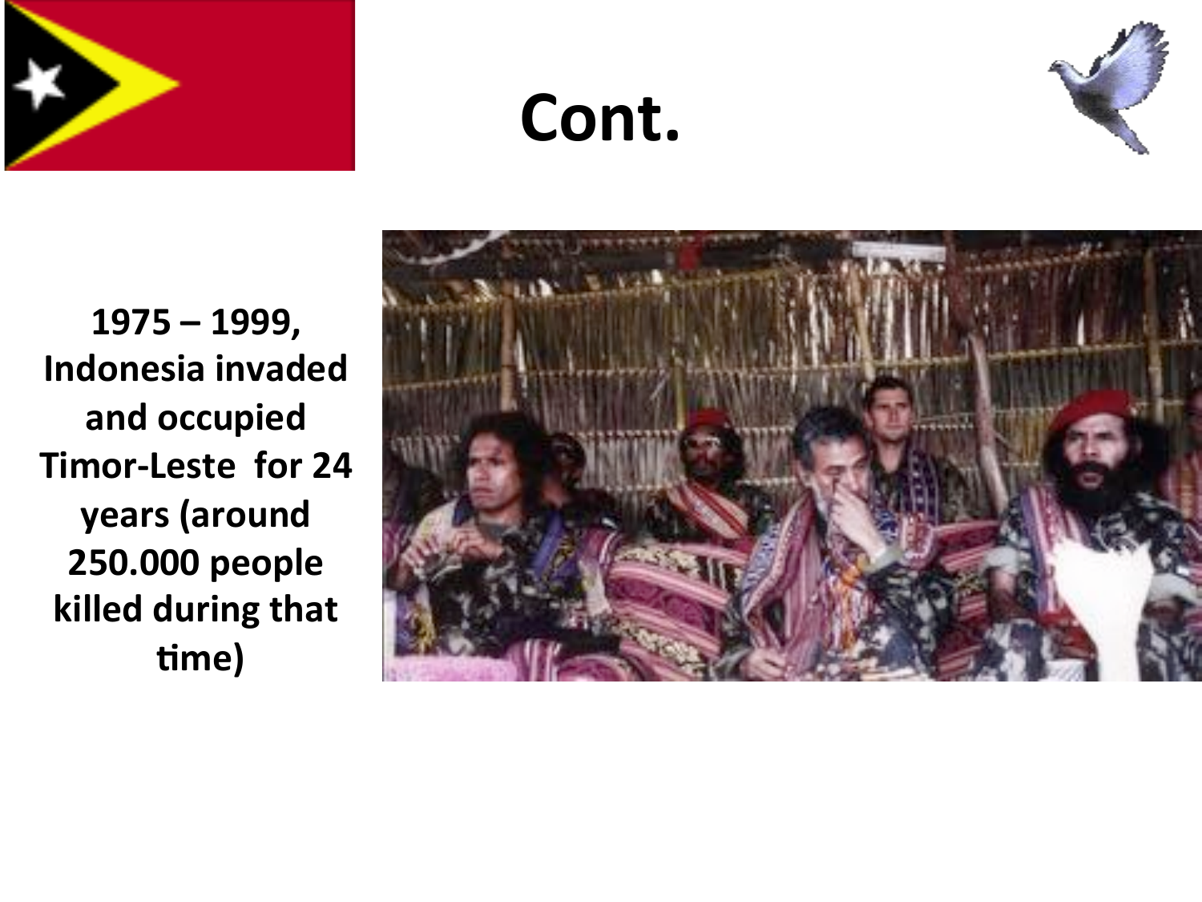# Cont.

**1975 – 1999, Indonesia invaded and occupied Timor-Leste for 24 years (around 250.000 people killed during that time)**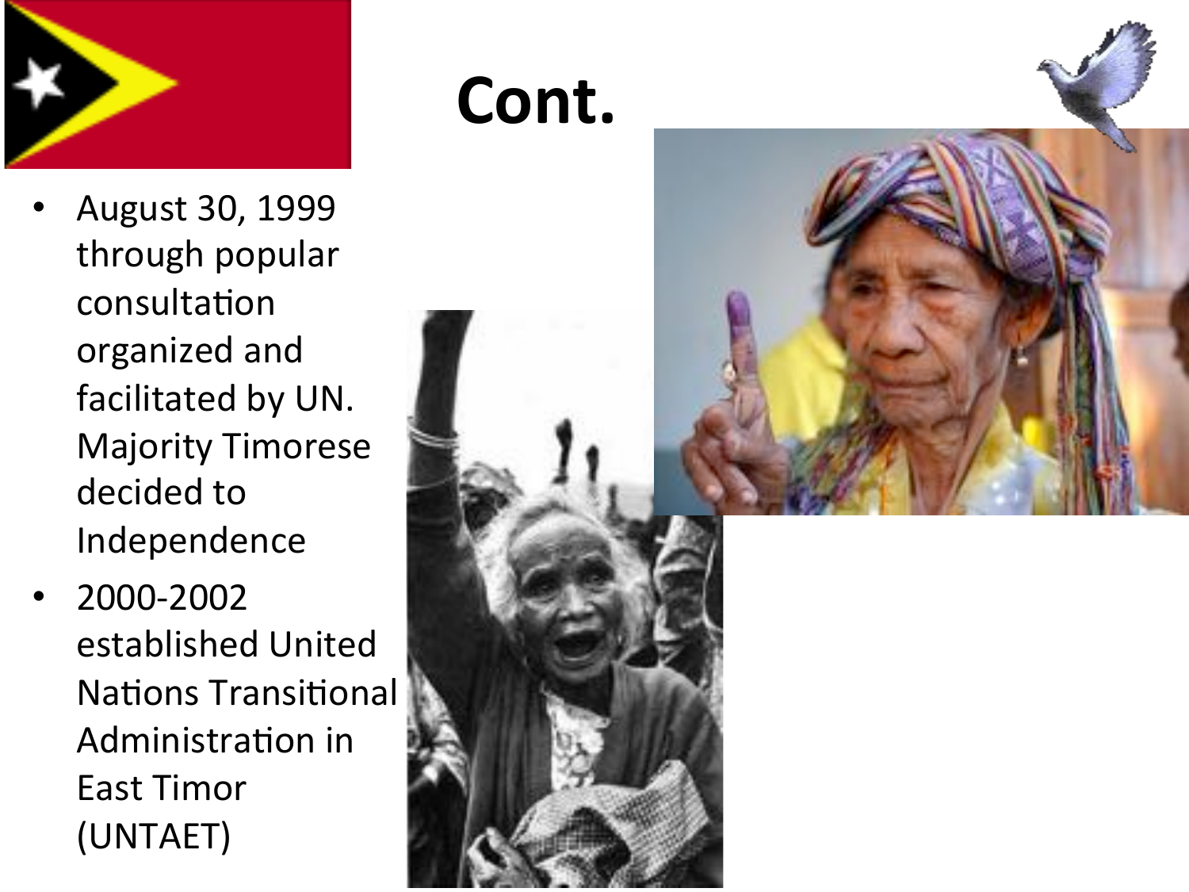# Cont.

- August 30, 1999 through popular consultation organized and facilitated by UN. Majority Timorese decided to Independence
- 2000-2002 established United Nations Transitional Administration in East Timor (UNTAET)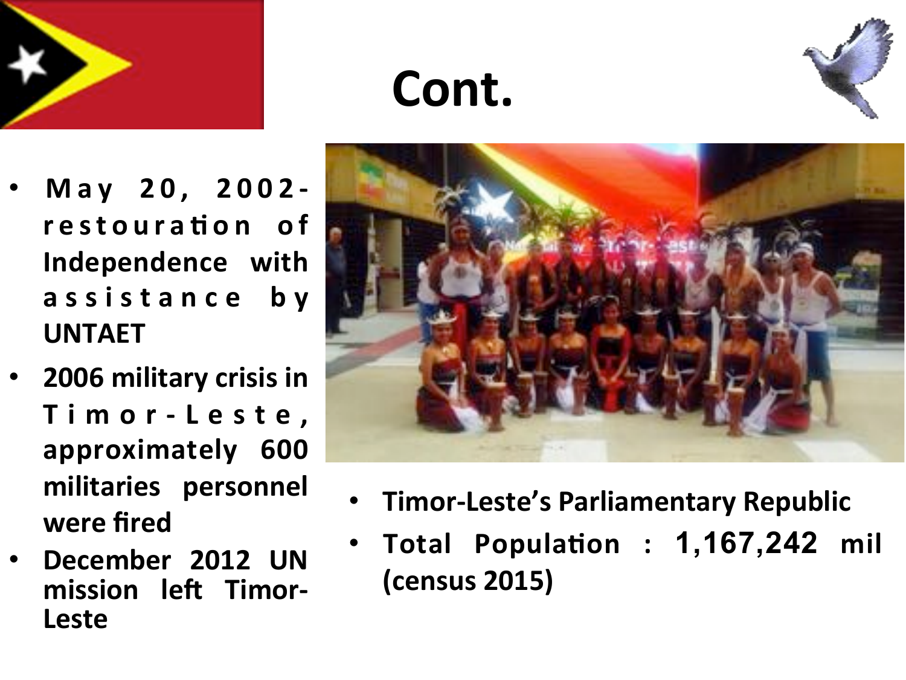# Cont.

- May 20, 2002- restouration of Independence with assistance by UNTAET
- 2006 military crisis in Timor-Leste, approximately 600 militaries personnel were fired
- December 2012 UN mission left Timor-Leste

- Timor-Leste's Parliamentary Republic
- Total Population : 1,167,242 mil (census 2015)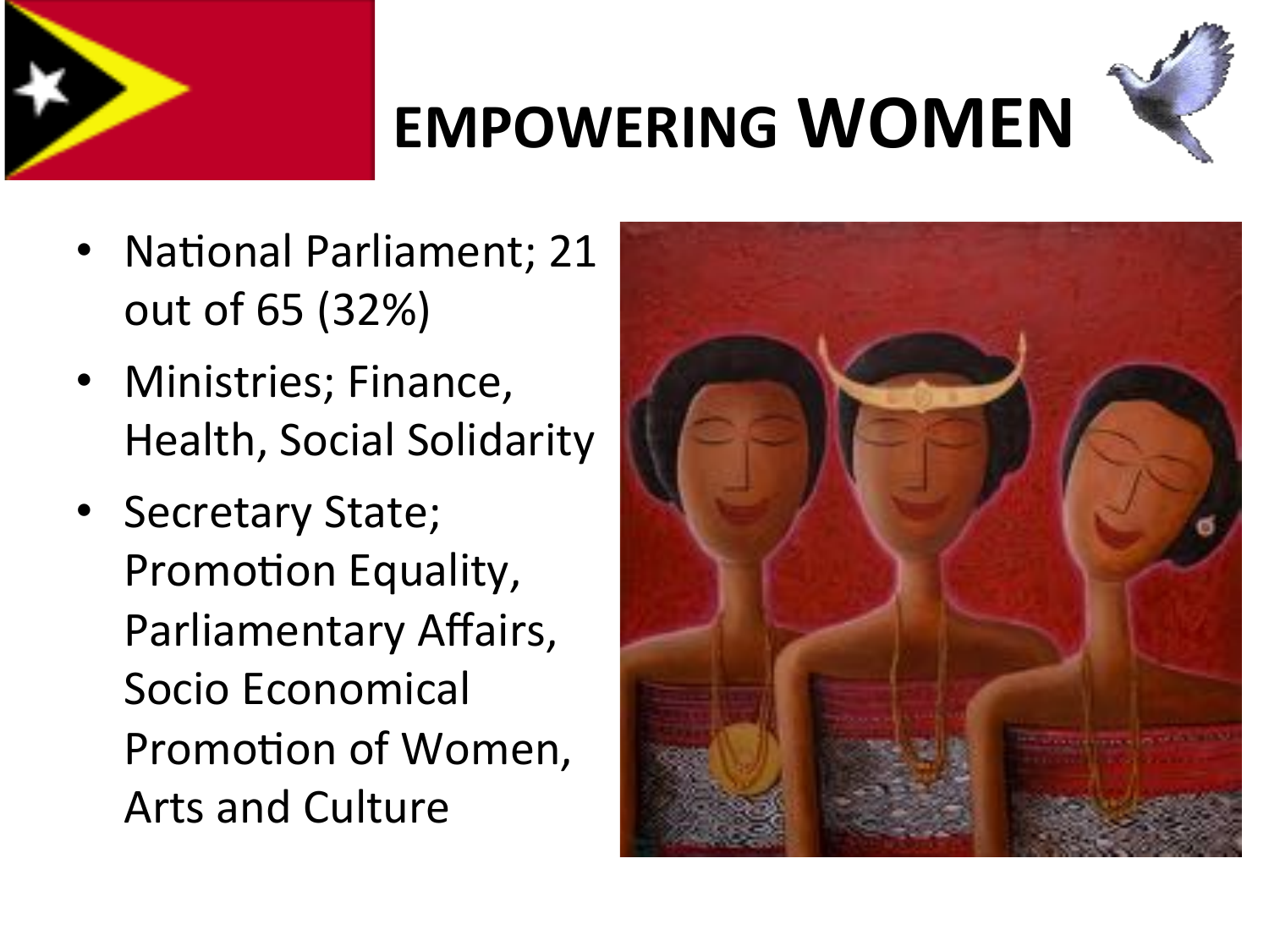# EMPOWERING WOMEN

- National Parliament; 21 out of 65 (32%)
- Ministries; Finance, Health, Social Solidarity
- Secretary State; Promotion Equality, Parliamentary Affairs, Socio Economical Promotion of Women, Arts and Culture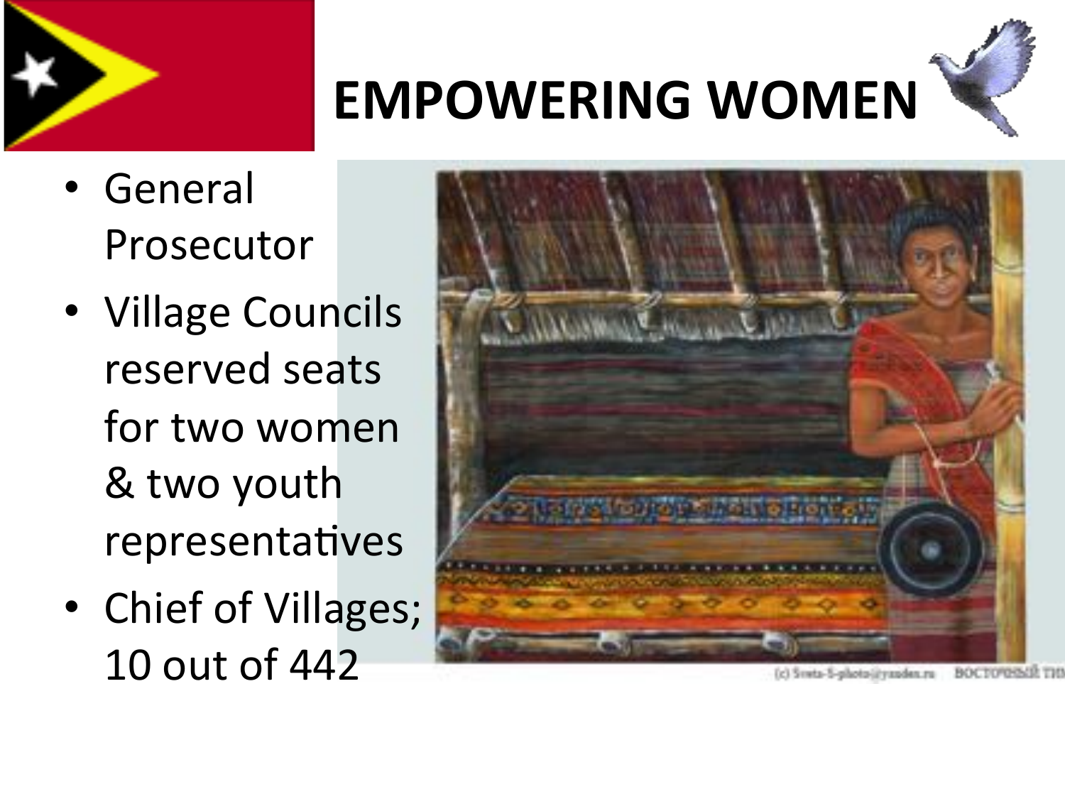# EMPOWERING WOMEN

- General Prosecutor
- Village Councils reserved seats for two women & two youth representatives
- Chief of Villages; 10 out of 442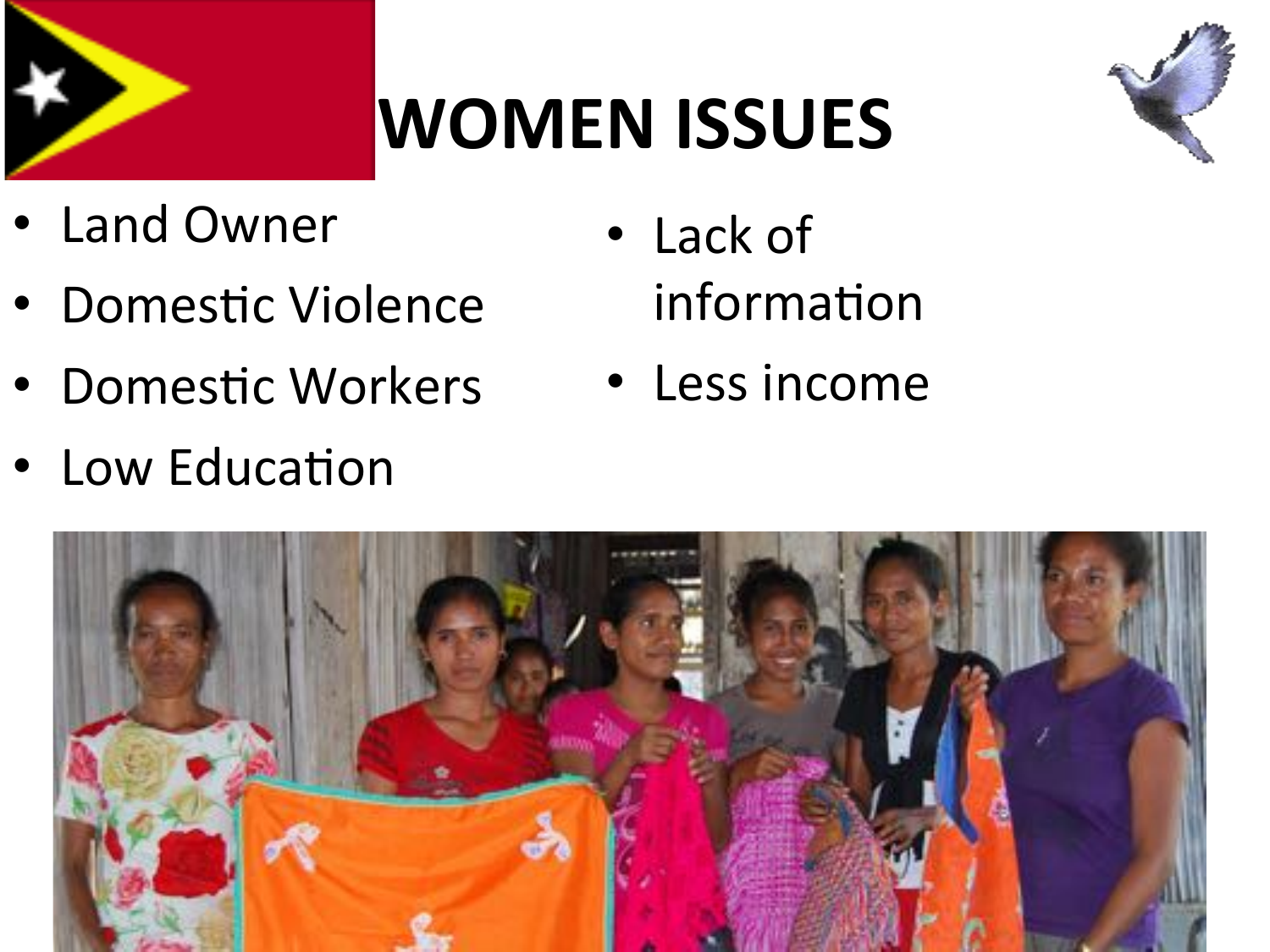# WOMEN ISSUES

- Land Owner
- Domestic Violence
- Domestic Workers
- Low Education
- Lack of information
- Less income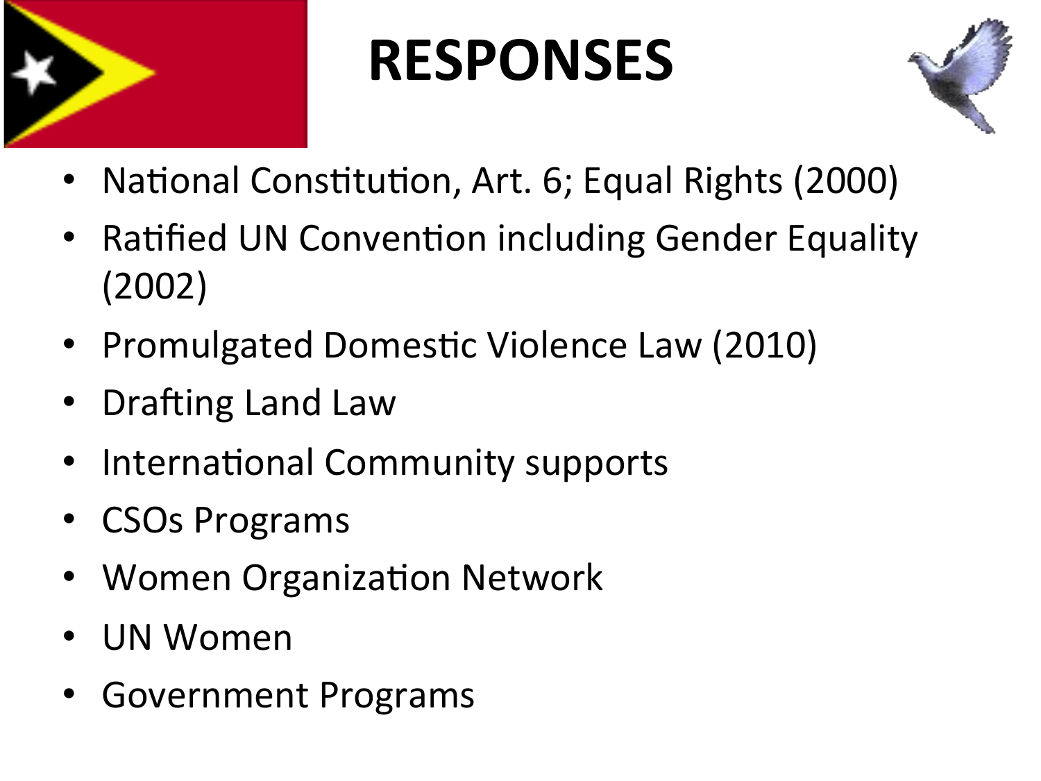# RESPONSES

- National Constitution, Art. 6; Equal Rights (2000)
- Ratified UN Convention including Gender Equality (2002)
- Promulgated Domestic Violence Law (2010)
- Drafting Land Law
- International Community supports
- CSOs Programs
- Women Organization Network
- UN Women
- Government Programs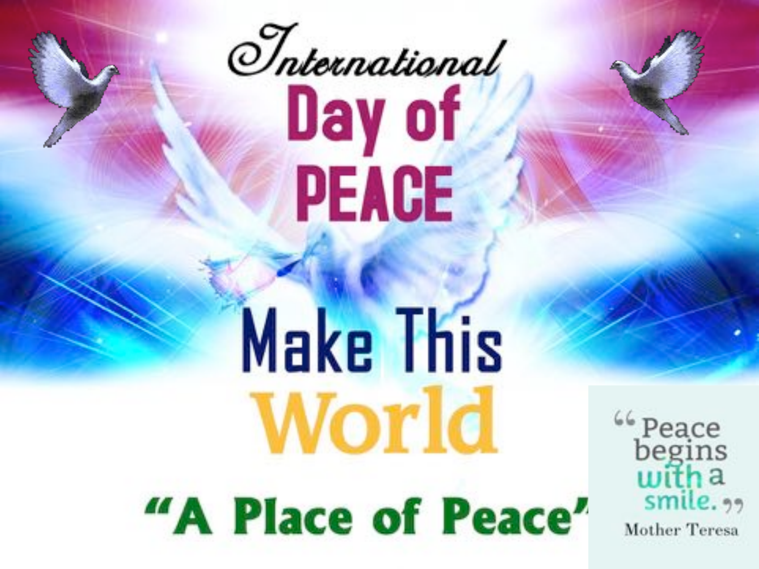International

# Day of PEACE

## Make This World

## "A Place of Peace"

"Peace begins with a smile."

Mother Teresa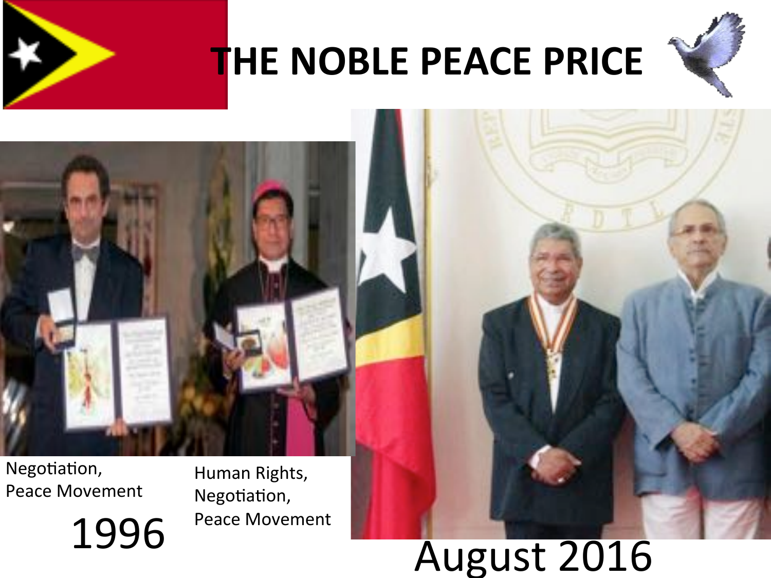# THE NOBLE PEACE PRICE

Negotiation,
Peace Movement

1996

Human Rights,
Negotiation,
Peace Movement

August 2016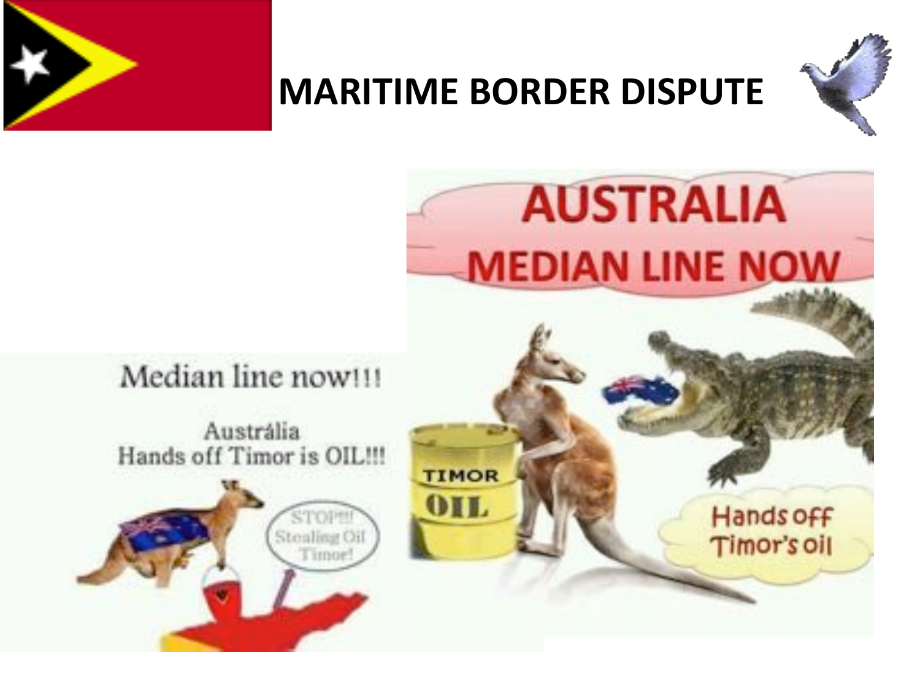# MARITIME BORDER DISPUTE

Median line now!!!

Austrália
Hands off Timor is OIL!!!

STOP!!!
Stealing Oil
Timor!

AUSTRALIA
MEDIAN LINE NOW

TIMOR
OIL

Hands off
Timor's oil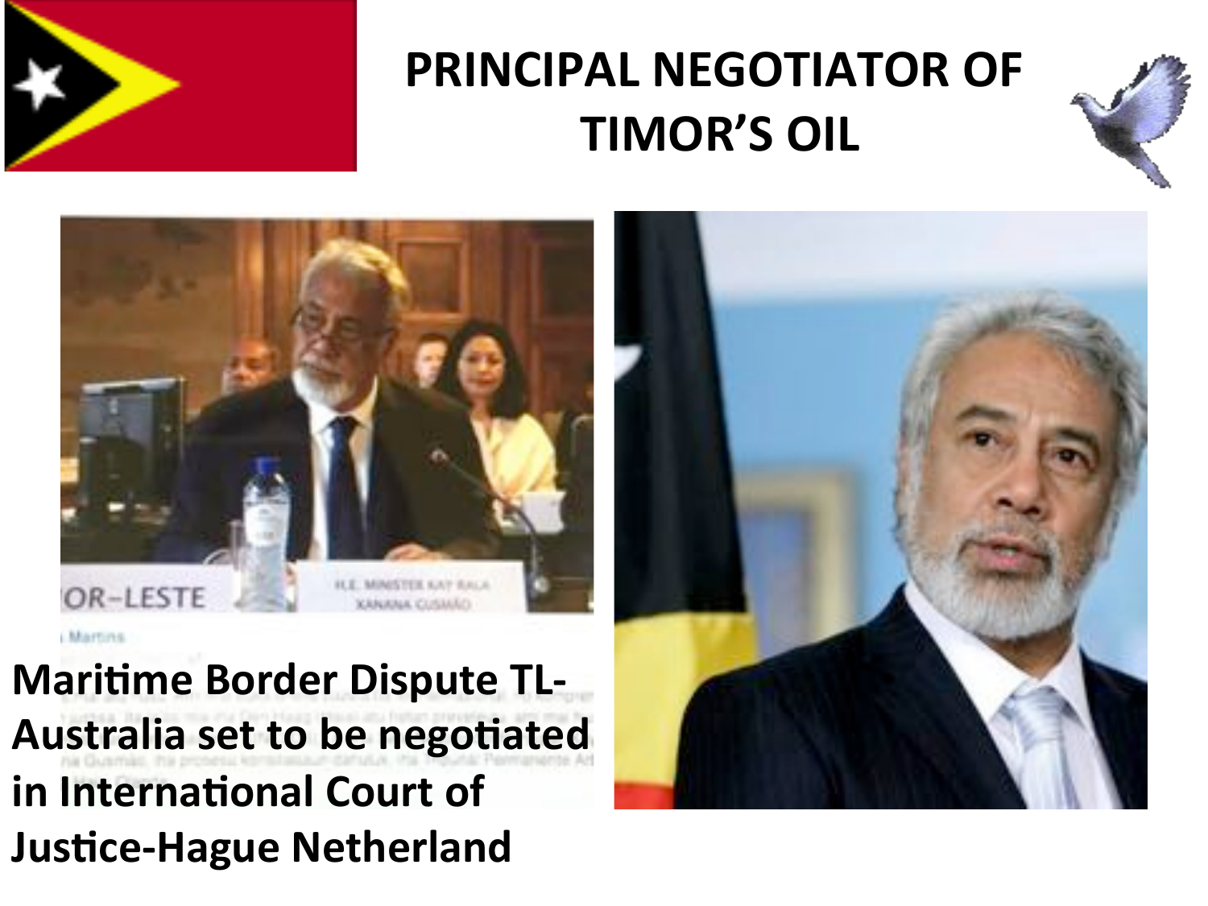# PRINCIPAL NEGOTIATOR OF TIMOR'S OIL

**Maritime Border Dispute TL-Australia set to be negotiated in International Court of Justice-Hague Netherland**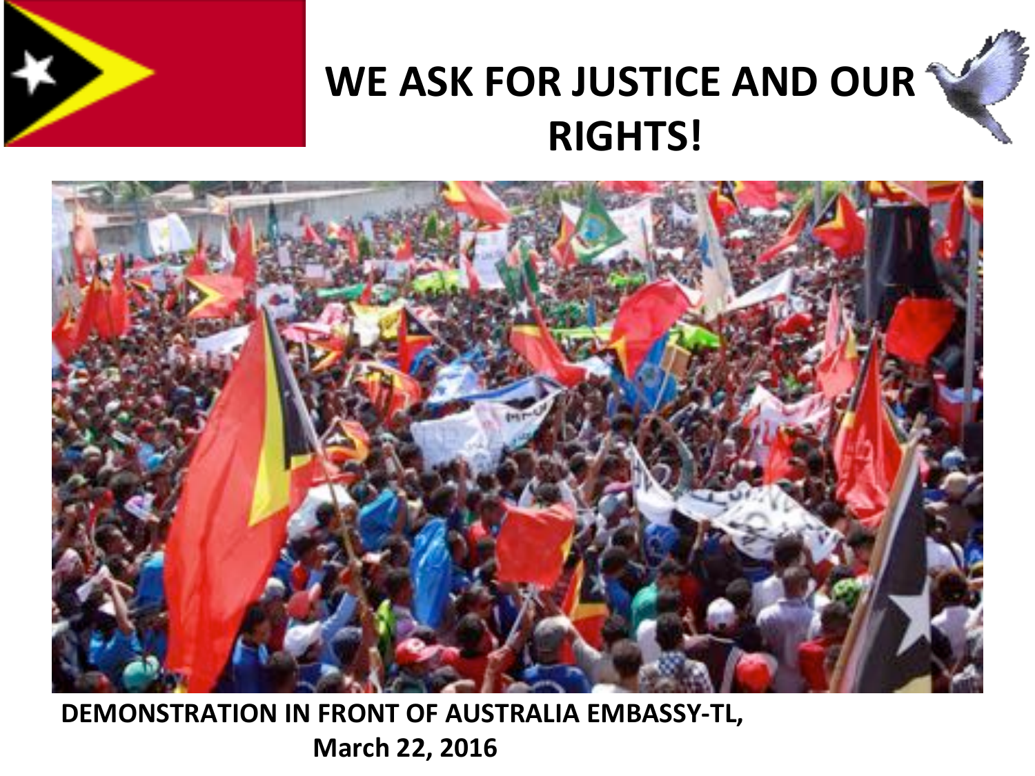# WE ASK FOR JUSTICE AND OUR RIGHTS!

**DEMONSTRATION IN FRONT OF AUSTRALIA EMBASSY-TL, March 22, 2016**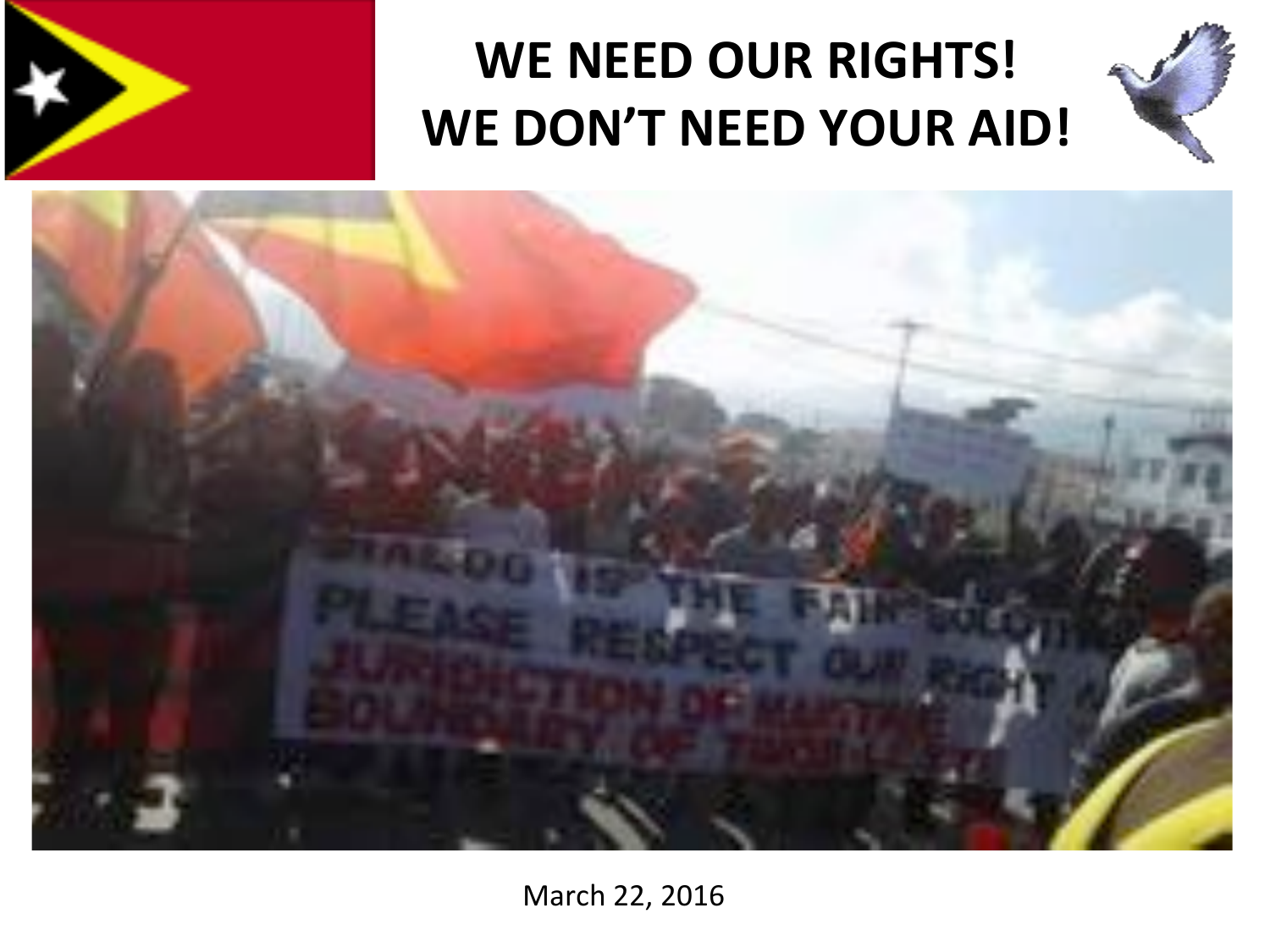# WE NEED OUR RIGHTS!
# WE DON'T NEED YOUR AID!

March 22, 2016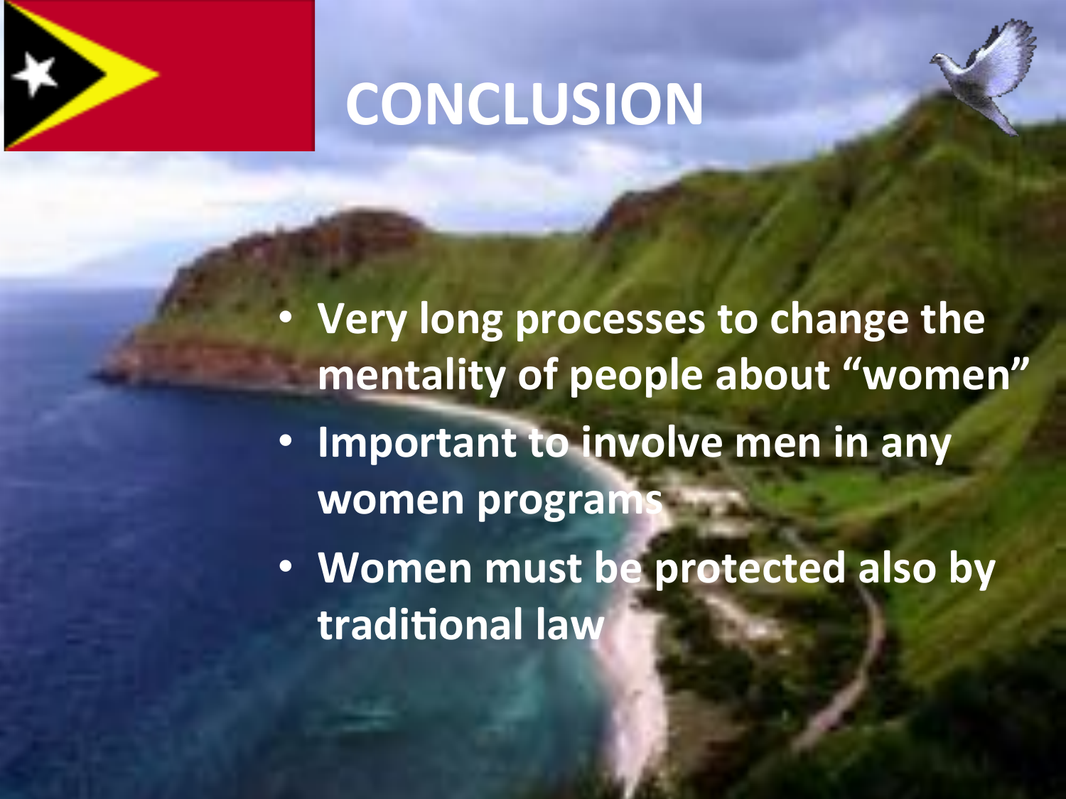# CONCLUSION

- Very long processes to change the mentality of people about "women"
- Important to involve men in any women programs
- Women must be protected also by traditional law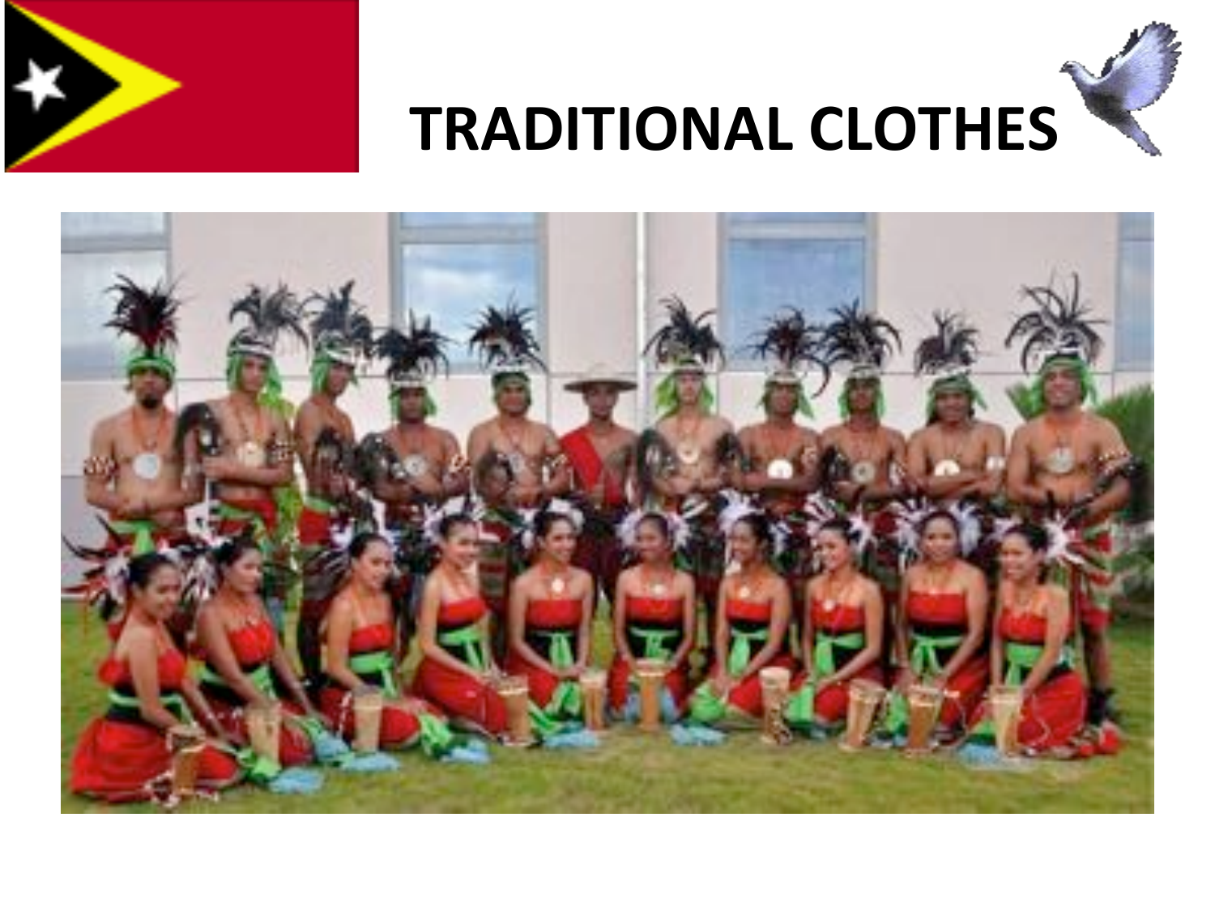# TRADITIONAL CLOTHES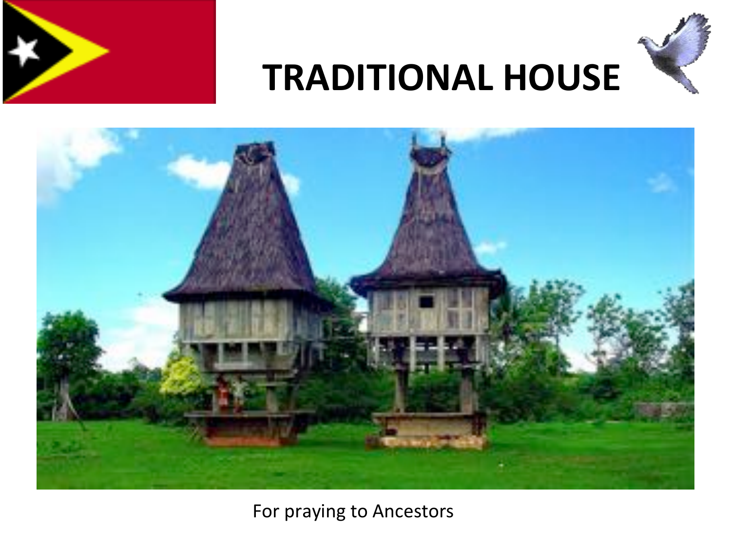# TRADITIONAL HOUSE

For praying to Ancestors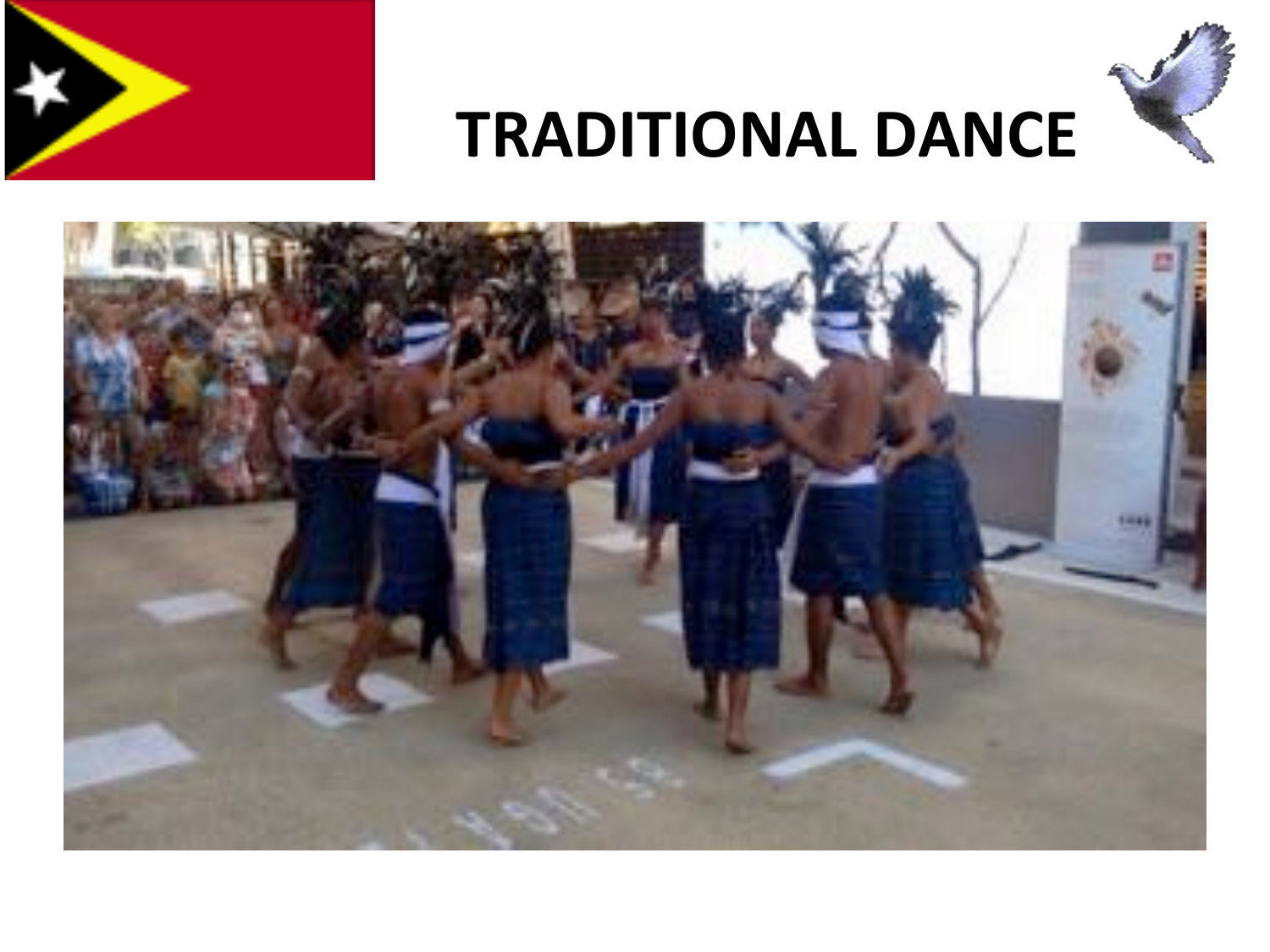# TRADITIONAL DANCE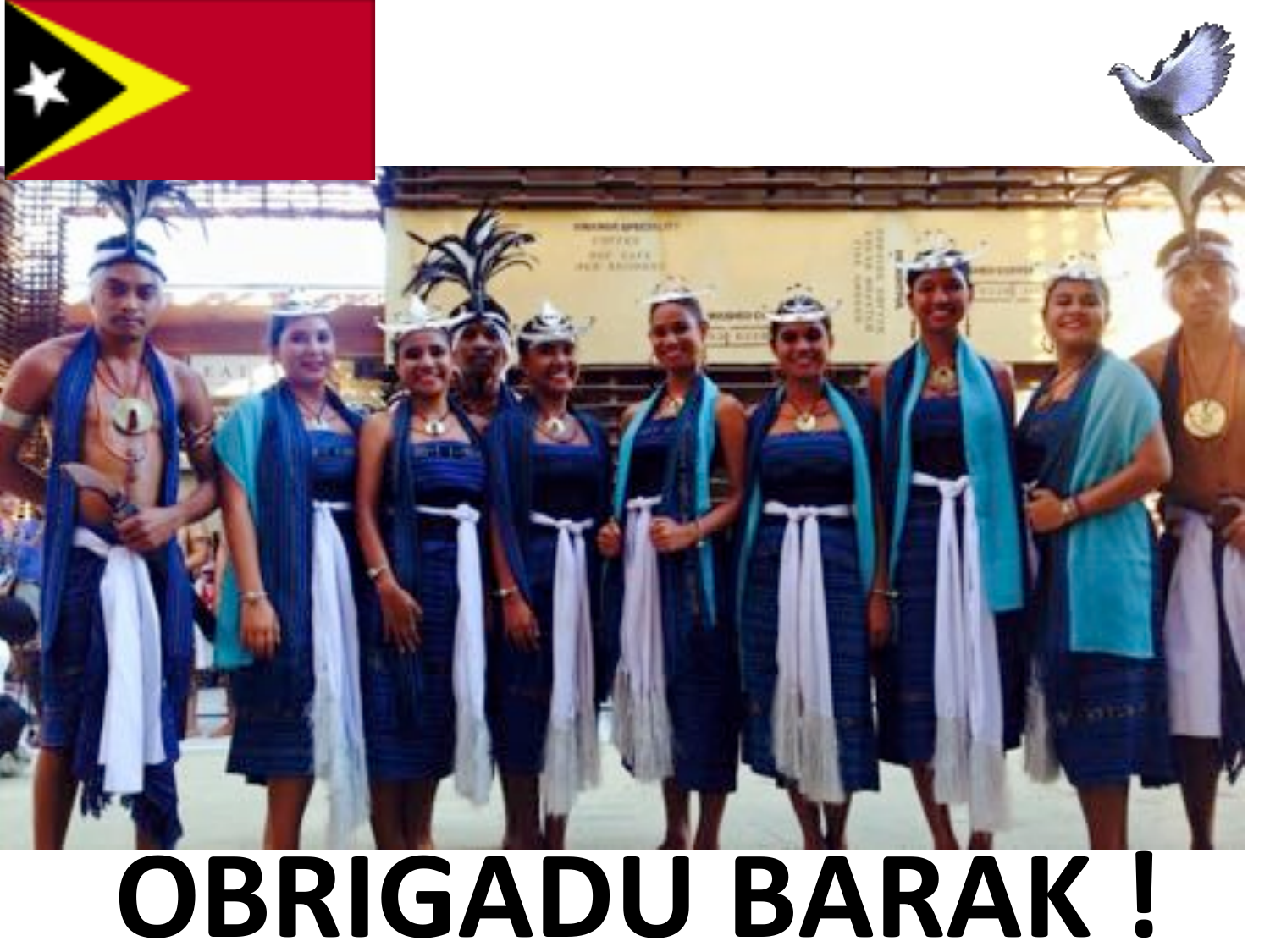# OBRIGADU BARAK !